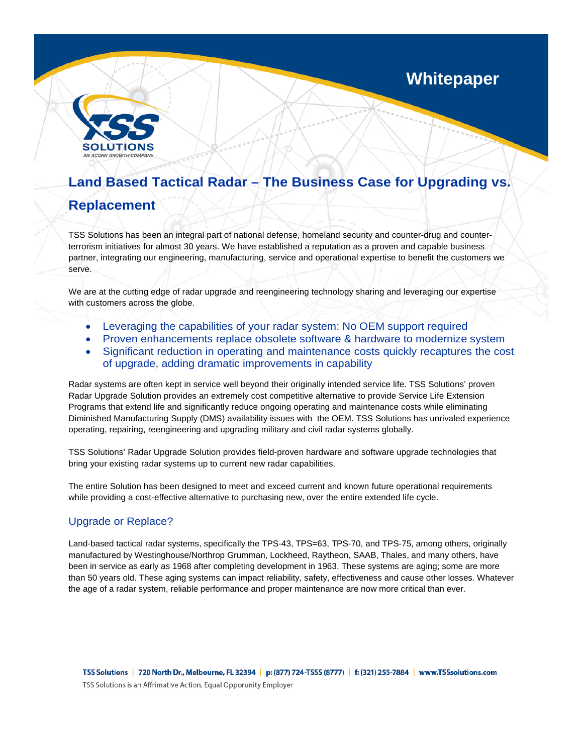Whitepaper

# Land Based Tactical Radar – The Business Case for Upgrading vs. Replacement

TSS Solutions has been an integral part of national defense, homeland security and counter-drug and counter-terrorism initiatives for almost 30 years. We have established a reputation as a proven and capable business partner, integrating our engineering, manufacturing, service and operational expertise to benefit the customers we serve.

We are at the cutting edge of radar upgrade and reengineering technology sharing and leveraging our expertise with customers across the globe.

- Leveraging the capabilities of your radar system: No OEM support required
- Proven enhancements replace obsolete software & hardware to modernize system
- Significant reduction in operating and maintenance costs quickly recaptures the cost of upgrade, adding dramatic improvements in capability

Radar systems are often kept in service well beyond their originally intended service life. TSS Solutions' proven Radar Upgrade Solution provides an extremely cost competitive alternative to provide Service Life Extension Programs that extend life and significantly reduce ongoing operating and maintenance costs while eliminating Diminished Manufacturing Supply (DMS) availability issues with the OEM. TSS Solutions has unrivaled experience operating, repairing, reengineering and upgrading military and civil radar systems globally.

TSS Solutions' Radar Upgrade Solution provides field-proven hardware and software upgrade technologies that bring your existing radar systems up to current new radar capabilities.

The entire Solution has been designed to meet and exceed current and known future operational requirements while providing a cost-effective alternative to purchasing new, over the entire extended life cycle.

## Upgrade or Replace?

Land-based tactical radar systems, specifically the TPS-43, TPS=63, TPS-70, and TPS-75, among others, originally manufactured by Westinghouse/Northrop Grumman, Lockheed, Raytheon, SAAB, Thales, and many others, have been in service as early as 1968 after completing development in 1963. These systems are aging; some are more than 50 years old. These aging systems can impact reliability, safety, effectiveness and cause other losses. Whatever the age of a radar system, reliable performance and proper maintenance are now more critical than ever.

TSS Solutions | 720 North Dr., Melbourne, FL 32394 | p: (877) 724-TSSS (8777) | f: (321) 255-7884 | www.TSSsolutions.com

TSS Solutions is an Affrimative Action, Equal Opporunity Employer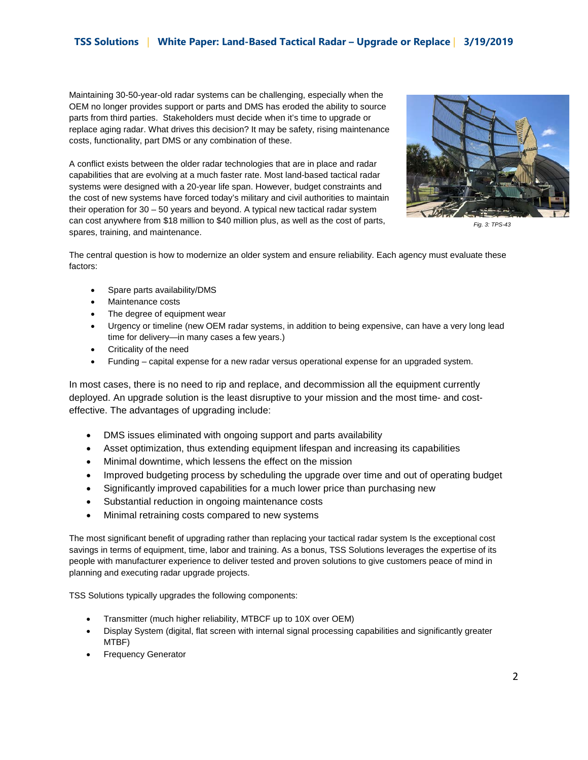Maintaining 30-50-year-old radar systems can be challenging, especially when the OEM no longer provides support or parts and DMS has eroded the ability to source parts from third parties. Stakeholders must decide when it's time to upgrade or replace aging radar. What drives this decision? It may be safety, rising maintenance costs, functionality, part DMS or any combination of these.

A conflict exists between the older radar technologies that are in place and radar capabilities that are evolving at a much faster rate. Most land-based tactical radar systems were designed with a 20-year life span. However, budget constraints and the cost of new systems have forced today's military and civil authorities to maintain their operation for 30 – 50 years and beyond. A typical new tactical radar system can cost anywhere from $18 million to $40 million plus, as well as the cost of parts, spares, training, and maintenance.

*Fig. 3: TPS-43*

The central question is how to modernize an older system and ensure reliability. Each agency must evaluate these factors:

- Spare parts availability/DMS
- Maintenance costs
- The degree of equipment wear
- Urgency or timeline (new OEM radar systems, in addition to being expensive, can have a very long lead time for delivery—in many cases a few years.)
- Criticality of the need
- Funding – capital expense for a new radar versus operational expense for an upgraded system.

In most cases, there is no need to rip and replace, and decommission all the equipment currently deployed. An upgrade solution is the least disruptive to your mission and the most time- and cost-effective. The advantages of upgrading include:

- DMS issues eliminated with ongoing support and parts availability
- Asset optimization, thus extending equipment lifespan and increasing its capabilities
- Minimal downtime, which lessens the effect on the mission
- Improved budgeting process by scheduling the upgrade over time and out of operating budget
- Significantly improved capabilities for a much lower price than purchasing new
- Substantial reduction in ongoing maintenance costs
- Minimal retraining costs compared to new systems

The most significant benefit of upgrading rather than replacing your tactical radar system Is the exceptional cost savings in terms of equipment, time, labor and training. As a bonus, TSS Solutions leverages the expertise of its people with manufacturer experience to deliver tested and proven solutions to give customers peace of mind in planning and executing radar upgrade projects.

TSS Solutions typically upgrades the following components:

- Transmitter (much higher reliability, MTBCF up to 10X over OEM)
- Display System (digital, flat screen with internal signal processing capabilities and significantly greater MTBF)
- Frequency Generator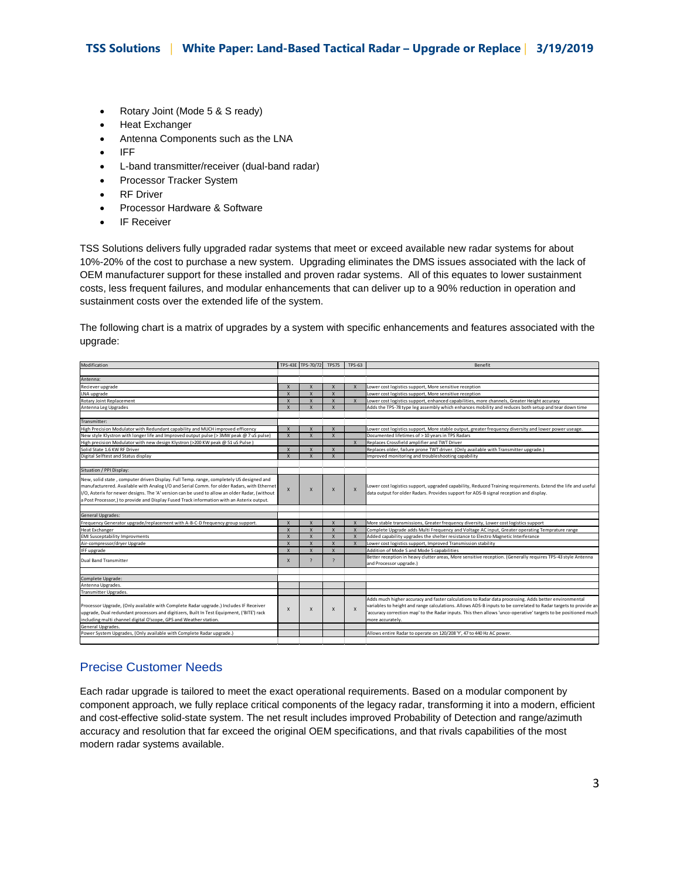- Rotary Joint (Mode 5 & S ready)
- Heat Exchanger
- Antenna Components such as the LNA
- IFF
- L-band transmitter/receiver (dual-band radar)
- Processor Tracker System
- RF Driver
- Processor Hardware & Software
- IF Receiver

TSS Solutions delivers fully upgraded radar systems that meet or exceed available new radar systems for about 10%-20% of the cost to purchase a new system. Upgrading eliminates the DMS issues associated with the lack of OEM manufacturer support for these installed and proven radar systems. All of this equates to lower sustainment costs, less frequent failures, and modular enhancements that can deliver up to a 90% reduction in operation and sustainment costs over the extended life of the system.

The following chart is a matrix of upgrades by a system with specific enhancements and features associated with the upgrade:

| Modification | TPS-43E | TPS-70/72 | TPS75 | TPS-63 | Benefit |
|---|---|---|---|---|---|
| | | | | | |
| Antenna: | | | | | |
| Reciever upgrade | X | X | X | X | Lower cost logistics support, More sensitive reception |
| LNA upgrade | X | X | X | | Lower cost logistics support, More sensitive reception |
| Rotary Joint Replacement | X | X | X | X | Lower cost logistics support, enhanced capabilities, more channels, Greater Height accuracy |
| Antenna Leg Upgrades | X | X | X | | Adds the TPS-78 type leg assembly which enhances mobility and reduces both setup and tear down time |
| | | | | | |
| Transmitter: | | | | | |
| High Precision Modulator with Redundant capability and MUCH improved efficency | X | X | X | | Lower cost logistics support, More stable output, greater frequency diversity and lower power useage. |
| New style Klystron with longer life and Improved output pulse (> 3MW peak @ 7 uS pulse) | X | X | X | | Documented lifetimes of > 10 years in TPS Radars |
| High precision Modulator with new design Klystron (>200 KW peak @ 51 uS Pulse ) | | | | X | Replaces Crossfield amplifier and TWT Driver |
| Solid State 1.6 KW RF Driver | X | X | X | | Replaces older, failure prone TWT driver. (Only available with Transmitter upgrade.) |
| Digital Selftest and Status display | X | X | X | | Improved monitoring and troubleshooting capability |
| | | | | | |
| Situation / PPI Display: | | | | | |
| New, solid state , computer driven Display. Full Temp. range, completely US designed and manufacturered. Available with Analog I/O and Serial Comm. for older Radars, with Ethernet I/O, Asterix for newer designs. The 'A' version can be used to allow an older Radar, (without a Post Processor,) to provide and Display Fused Track information with an Asterix output. | X | X | X | X | Lower cost logistics support, upgraded capability, Reduced Training requirements. Extend the life and useful data output for older Radars. Provides support for ADS-B signal reception and display. |
| | | | | | |
| General Upgrades: | | | | | |
| Frequency Generator upgrade/replacement with A-B-C-D frequency group support. | X | X | X | X | More stable transmissions, Greater frequency diversity, Lower cost logistics support |
| Heat Exchanger | X | X | X | X | Complete Upgrade adds Multi Frequency and Voltage AC input, Greater operating Temprature range |
| EMI Susceptability Improvments | X | X | X | X | Added capability upgrades the shelter resistance to Electro Magnetic Interferance |
| Air-compressor/dryer Upgrade | X | X | X | X | Lower cost logistics support, Improved Transmission stability |
| IFF upgrade | X | X | X | | Addition of Mode S and Mode 5 capabilities |
| Dual Band Transmitter | X | ? | ? | | Better reception in heavy clutter areas, More sensitive reception. (Generally requires TPS-43 style Antenna and Processor upgrade.) |
| | | | | | |
| Complete Upgrade: | | | | | |
| Antenna Upgrades. | | | | | |
| Transmitter Upgrades. | | | | | |
| Processor Upgrade, (Only available with Complete Radar upgrade.) Includes IF Receiver upgrade, Dual redundant processors and digitizers, Built In Test Equipment, ('BITE') rack including multi channel digital O'scope, GPS and Weather station. | X | X | X | X | Adds much higher accuracy and faster calculations to Radar data processing. Adds better environmental variables to height and range calculations. Allows ADS-B inputs to be correlated to Radar targets to provide an 'accuracy correction map' to the Radar inputs. This then allows 'unco-operative' targets to be positioned much more accurately. |
| General Upgrades. | | | | | |
| Power System Upgrades, (Only available with Complete Radar upgrade.) | | | | | Allows entire Radar to operate on 120/208 'Y', 47 to 440 Hz AC power. |

## Precise Customer Needs

Each radar upgrade is tailored to meet the exact operational requirements. Based on a modular component by component approach, we fully replace critical components of the legacy radar, transforming it into a modern, efficient and cost-effective solid-state system. The net result includes improved Probability of Detection and range/azimuth accuracy and resolution that far exceed the original OEM specifications, and that rivals capabilities of the most modern radar systems available.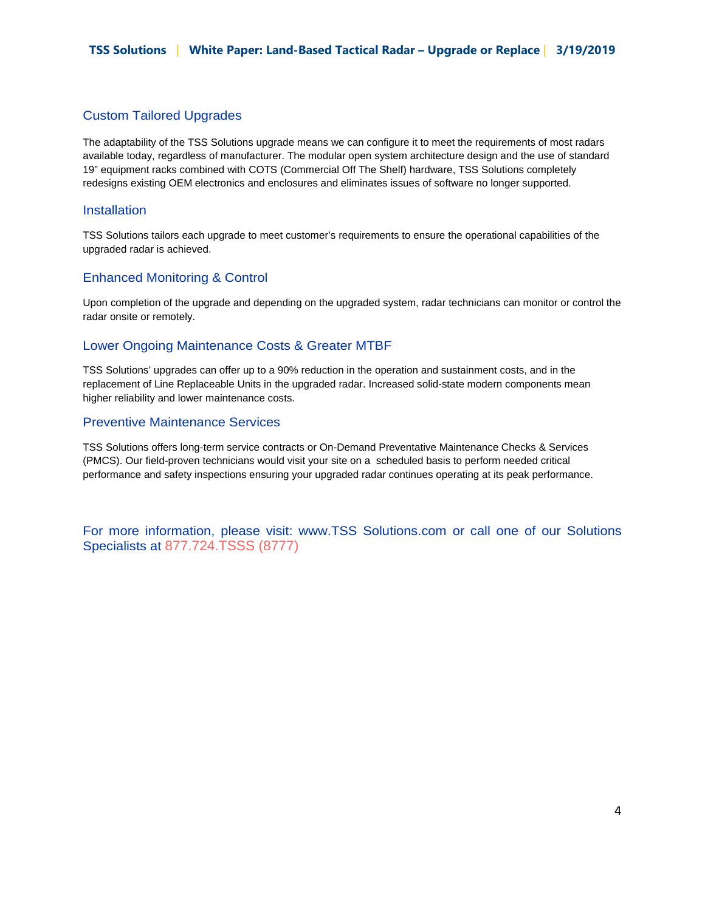## Custom Tailored Upgrades

The adaptability of the TSS Solutions upgrade means we can configure it to meet the requirements of most radars available today, regardless of manufacturer. The modular open system architecture design and the use of standard 19” equipment racks combined with COTS (Commercial Off The Shelf) hardware, TSS Solutions completely redesigns existing OEM electronics and enclosures and eliminates issues of software no longer supported.

## Installation

TSS Solutions tailors each upgrade to meet customer’s requirements to ensure the operational capabilities of the upgraded radar is achieved.

## Enhanced Monitoring & Control

Upon completion of the upgrade and depending on the upgraded system, radar technicians can monitor or control the radar onsite or remotely.

## Lower Ongoing Maintenance Costs & Greater MTBF

TSS Solutions’ upgrades can offer up to a 90% reduction in the operation and sustainment costs, and in the replacement of Line Replaceable Units in the upgraded radar. Increased solid-state modern components mean higher reliability and lower maintenance costs.

## Preventive Maintenance Services

TSS Solutions offers long-term service contracts or On-Demand Preventative Maintenance Checks & Services (PMCS). Our field-proven technicians would visit your site on a scheduled basis to perform needed critical performance and safety inspections ensuring your upgraded radar continues operating at its peak performance.

For more information, please visit: www.TSS Solutions.com or call one of our Solutions Specialists at 877.724.TSSS (8777)